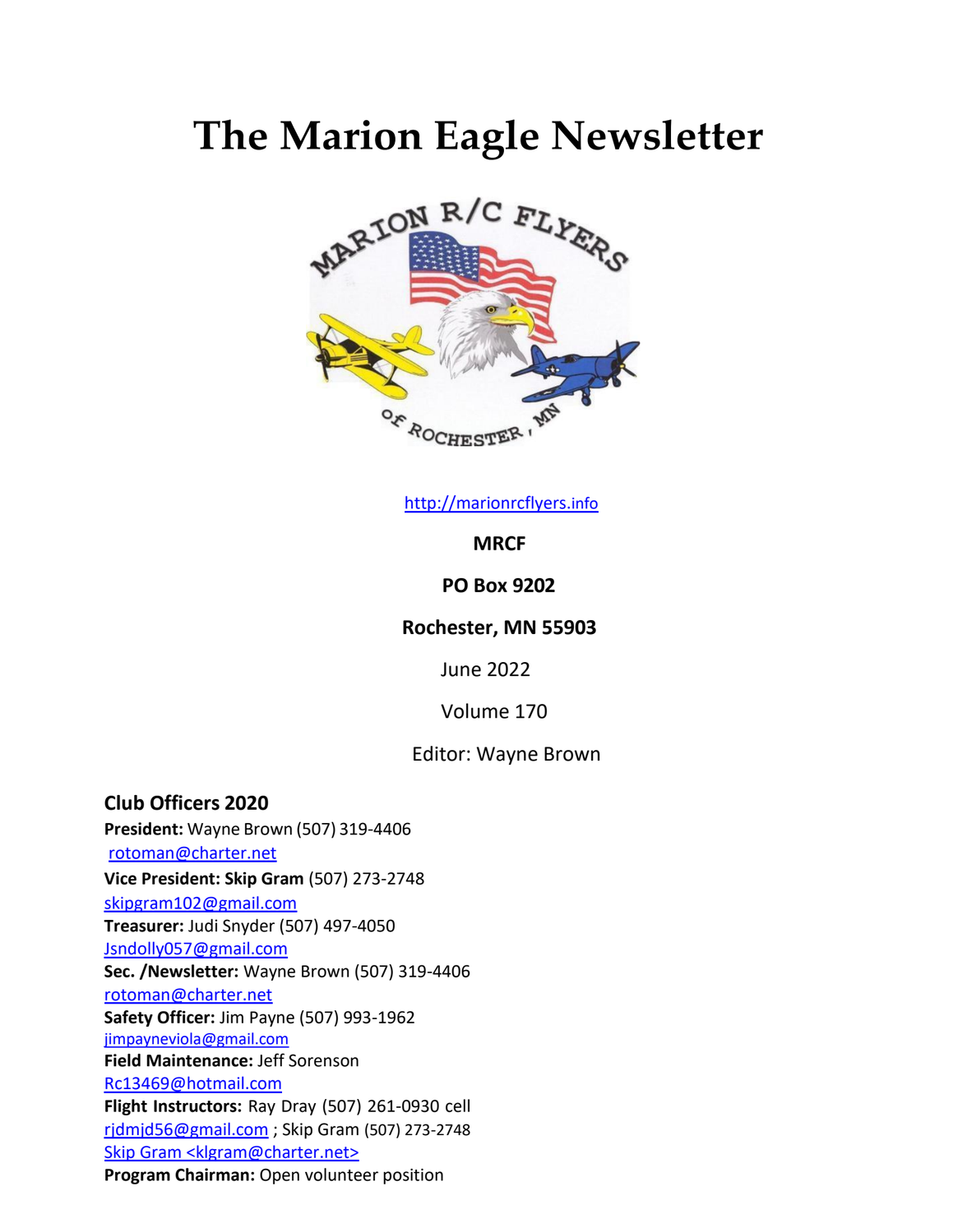# The Marion Eagle Newsletter

http://marionrcflyers.info

**MRCF**

**PO Box 9202**

**Rochester, MN 55903**

June 2022

Volume 170

Editor: Wayne Brown

## Club Officers 2020

**President:** Wayne Brown (507) 319-4406
rotoman@charter.net

**Vice President: Skip Gram** (507) 273-2748
skipgram102@gmail.com

**Treasurer:** Judi Snyder (507) 497-4050
Jsndolly057@gmail.com

**Sec. /Newsletter:** Wayne Brown (507) 319-4406
rotoman@charter.net

**Safety Officer:** Jim Payne (507) 993-1962
jimpayneviola@gmail.com

**Field Maintenance:** Jeff Sorenson
Rc13469@hotmail.com

**Flight Instructors:** Ray Dray (507) 261-0930 cell
rjdmjd56@gmail.com ; Skip Gram (507) 273-2748
Skip Gram <klgram@charter.net>

**Program Chairman:** Open volunteer position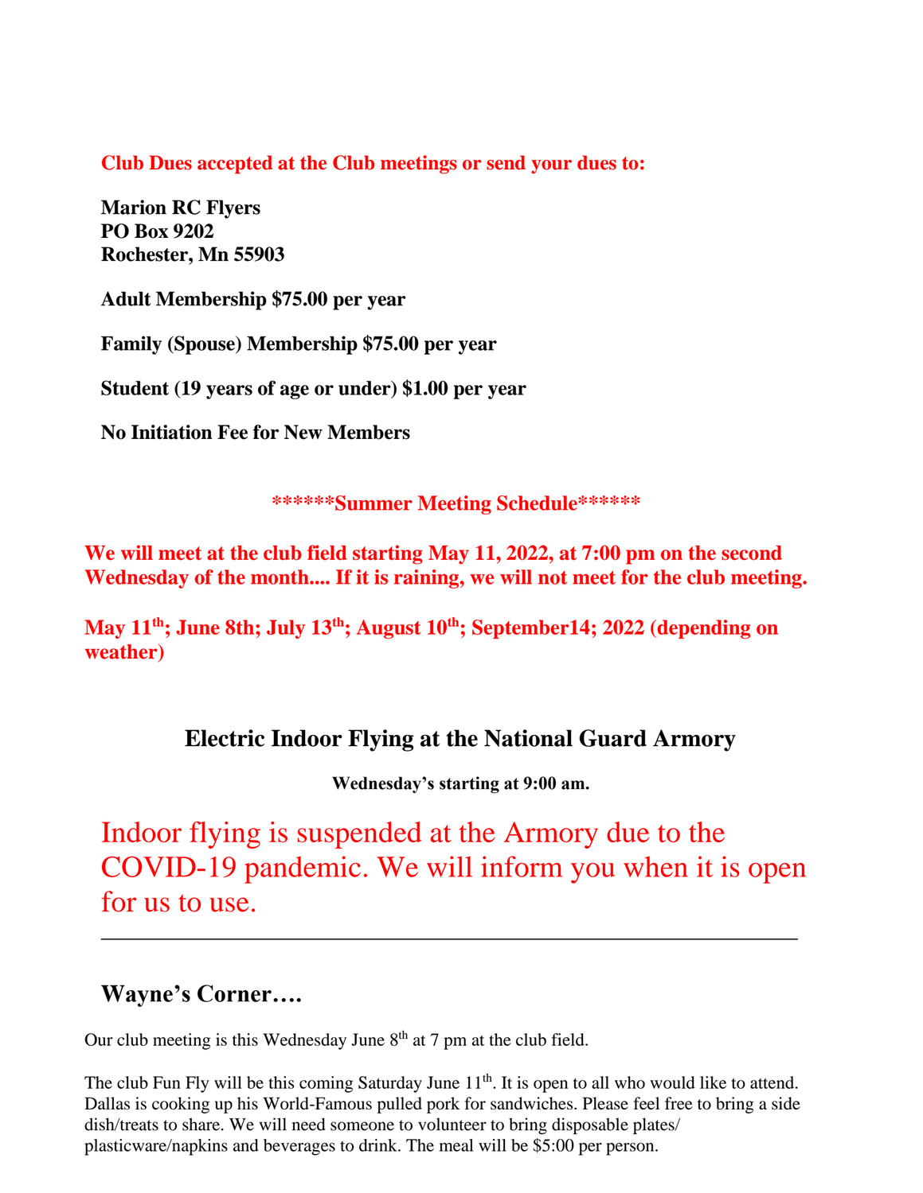**Club Dues accepted at the Club meetings or send your dues to:**

**Marion RC Flyers**
**PO Box 9202**
**Rochester, Mn 55903**

**Adult Membership $75.00 per year**

**Family (Spouse) Membership $75.00 per year**

**Student (19 years of age or under) $1.00 per year**

**No Initiation Fee for New Members**

**\*\*\*\*\*\*Summer Meeting Schedule\*\*\*\*\*\***

**We will meet at the club field starting May 11, 2022, at 7:00 pm on the second Wednesday of the month.... If it is raining, we will not meet for the club meeting.**

**May 11th; June 8th; July 13th; August 10th; September14; 2022 (depending on weather)**

## Electric Indoor Flying at the National Guard Armory

**Wednesday's starting at 9:00 am.**

Indoor flying is suspended at the Armory due to the COVID-19 pandemic. We will inform you when it is open for us to use.

---

## Wayne's Corner….

Our club meeting is this Wednesday June 8th at 7 pm at the club field.

The club Fun Fly will be this coming Saturday June 11th. It is open to all who would like to attend. Dallas is cooking up his World-Famous pulled pork for sandwiches. Please feel free to bring a side dish/treats to share. We will need someone to volunteer to bring disposable plates/ plasticware/napkins and beverages to drink. The meal will be $5:00 per person.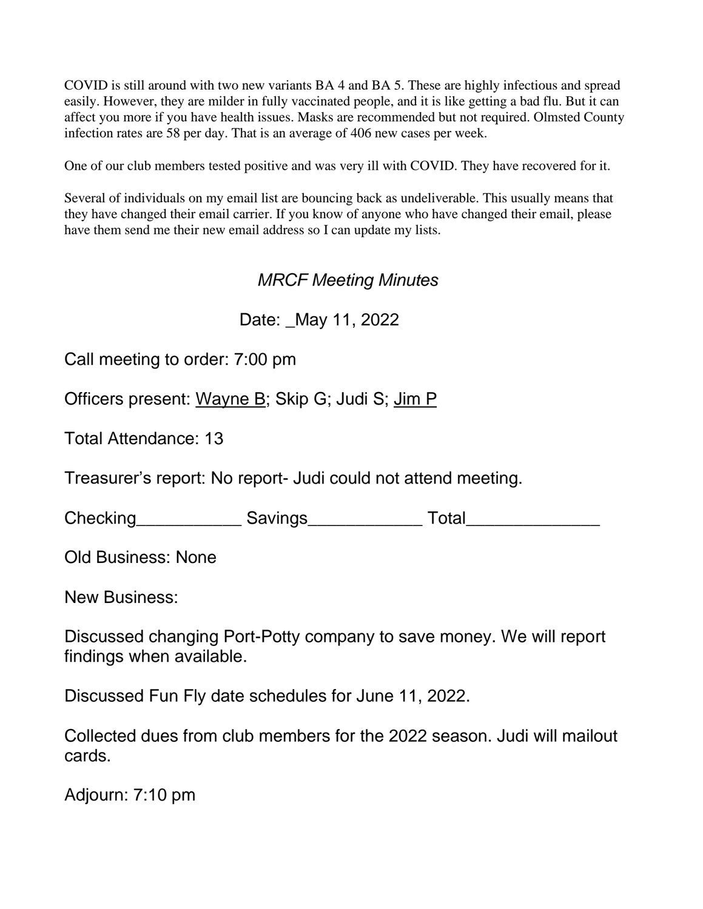COVID is still around with two new variants BA 4 and BA 5. These are highly infectious and spread easily. However, they are milder in fully vaccinated people, and it is like getting a bad flu. But it can affect you more if you have health issues. Masks are recommended but not required. Olmsted County infection rates are 58 per day. That is an average of 406 new cases per week.

One of our club members tested positive and was very ill with COVID. They have recovered for it.

Several of individuals on my email list are bouncing back as undeliverable. This usually means that they have changed their email carrier. If you know of anyone who have changed their email, please have them send me their new email address so I can update my lists.

## *MRCF Meeting Minutes*

Date: _May 11, 2022

Call meeting to order: 7:00 pm

Officers present: <u>Wayne B</u>; Skip G; Judi S; <u>Jim P</u>

Total Attendance: 13

Treasurer's report: No report- Judi could not attend meeting.

Checking___________ Savings____________ Total______________

Old Business: None

New Business:

Discussed changing Port-Potty company to save money. We will report findings when available.

Discussed Fun Fly date schedules for June 11, 2022.

Collected dues from club members for the 2022 season. Judi will mailout cards.

Adjourn: 7:10 pm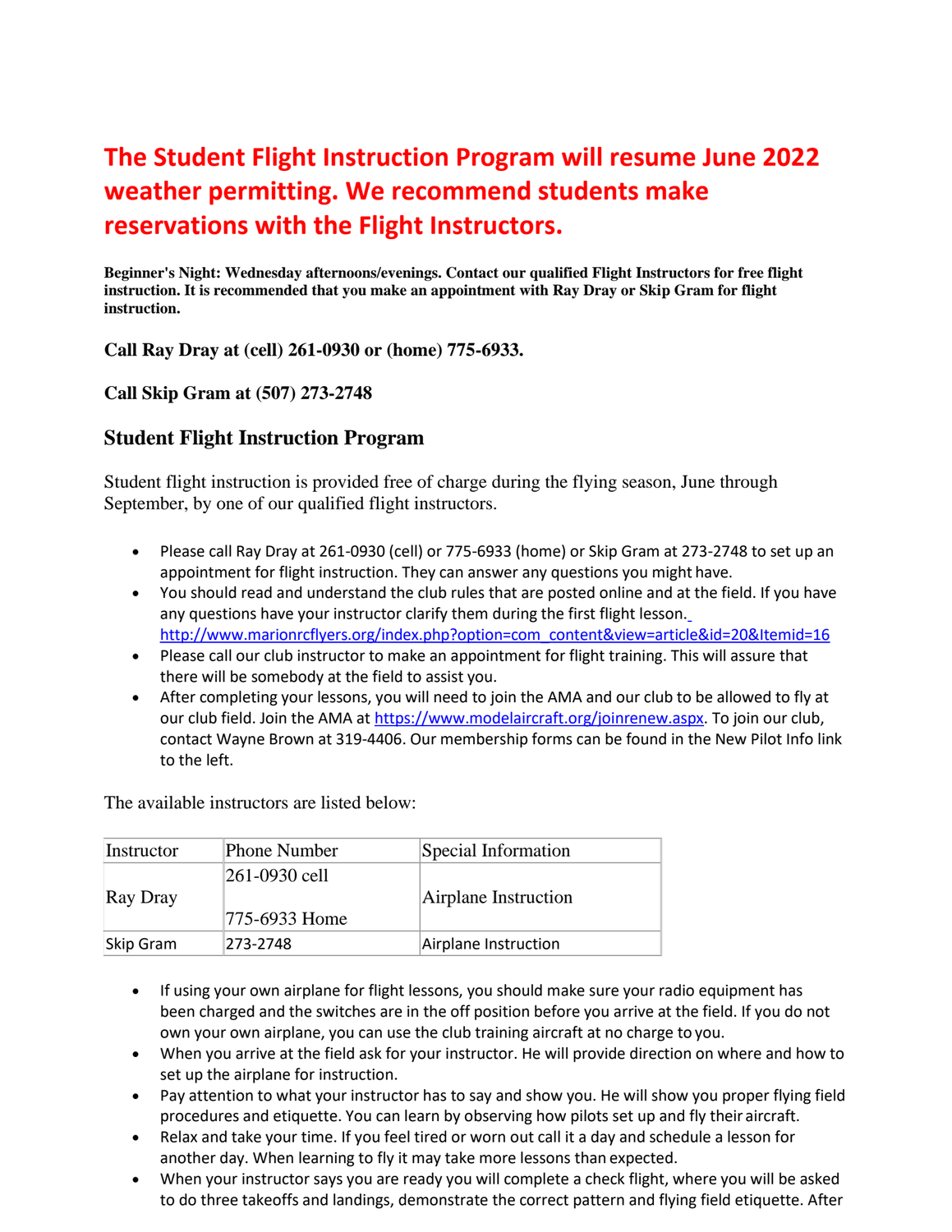# The Student Flight Instruction Program will resume June 2022 weather permitting. We recommend students make reservations with the Flight Instructors.

**Beginner's Night: Wednesday afternoons/evenings. Contact our qualified Flight Instructors for free flight instruction. It is recommended that you make an appointment with Ray Dray or Skip Gram for flight instruction.**

**Call Ray Dray at (cell) 261-0930 or (home) 775-6933.**

**Call Skip Gram at (507) 273-2748**

## Student Flight Instruction Program

Student flight instruction is provided free of charge during the flying season, June through September, by one of our qualified flight instructors.

- Please call Ray Dray at 261-0930 (cell) or 775-6933 (home) or Skip Gram at 273-2748 to set up an appointment for flight instruction. They can answer any questions you might have.
- You should read and understand the club rules that are posted online and at the field. If you have any questions have your instructor clarify them during the first flight lesson. http://www.marionrcflyers.org/index.php?option=com_content&view=article&id=20&Itemid=16
- Please call our club instructor to make an appointment for flight training. This will assure that there will be somebody at the field to assist you.
- After completing your lessons, you will need to join the AMA and our club to be allowed to fly at our club field. Join the AMA at https://www.modelaircraft.org/joinrenew.aspx. To join our club, contact Wayne Brown at 319-4406. Our membership forms can be found in the New Pilot Info link to the left.

The available instructors are listed below:

| Instructor | Phone Number | Special Information |
|---|---|---|
| Ray Dray | 261-0930 cell<br>775-6933 Home | Airplane Instruction |
| Skip Gram | 273-2748 | Airplane Instruction |

- If using your own airplane for flight lessons, you should make sure your radio equipment has been charged and the switches are in the off position before you arrive at the field. If you do not own your own airplane, you can use the club training aircraft at no charge to you.
- When you arrive at the field ask for your instructor. He will provide direction on where and how to set up the airplane for instruction.
- Pay attention to what your instructor has to say and show you. He will show you proper flying field procedures and etiquette. You can learn by observing how pilots set up and fly their aircraft.
- Relax and take your time. If you feel tired or worn out call it a day and schedule a lesson for another day. When learning to fly it may take more lessons than expected.
- When your instructor says you are ready you will complete a check flight, where you will be asked to do three takeoffs and landings, demonstrate the correct pattern and flying field etiquette. After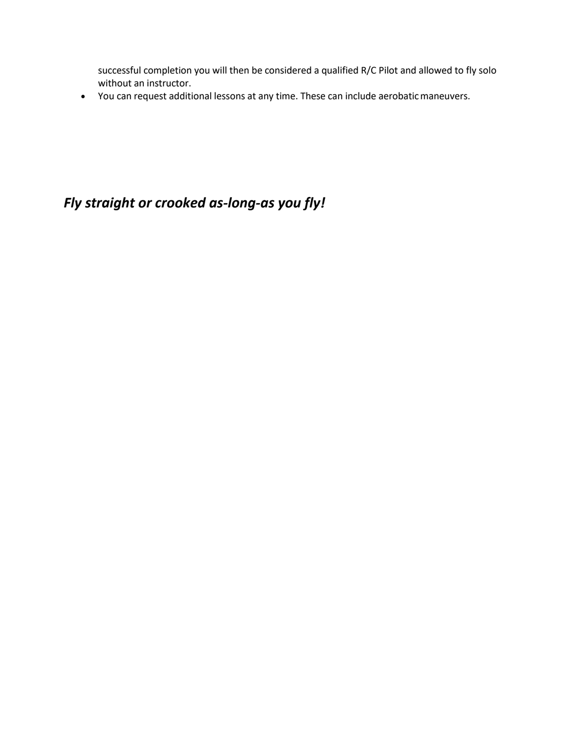successful completion you will then be considered a qualified R/C Pilot and allowed to fly solo without an instructor.

- You can request additional lessons at any time. These can include aerobatic maneuvers.

***Fly straight or crooked as-long-as you fly!***